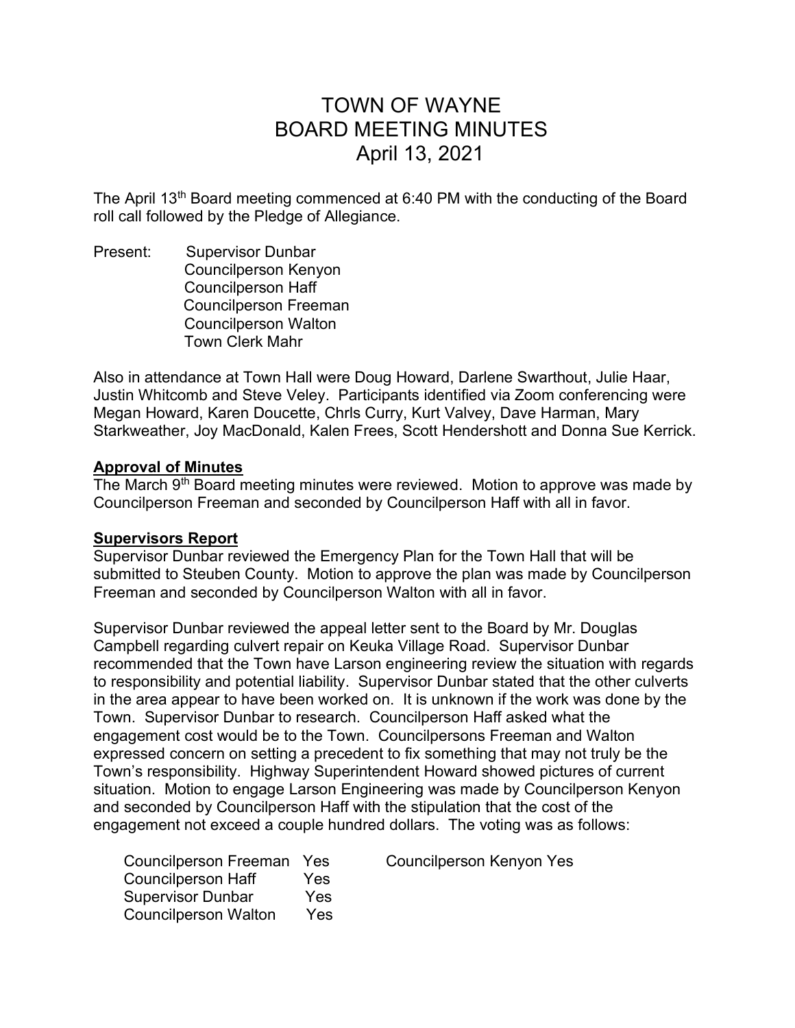# TOWN OF WAYNE
# BOARD MEETING MINUTES
# April 13, 2021

The April 13th Board meeting commenced at 6:40 PM with the conducting of the Board roll call followed by the Pledge of Allegiance.

Present: Supervisor Dunbar
Councilperson Kenyon
Councilperson Haff
Councilperson Freeman
Councilperson Walton
Town Clerk Mahr

Also in attendance at Town Hall were Doug Howard, Darlene Swarthout, Julie Haar, Justin Whitcomb and Steve Veley. Participants identified via Zoom conferencing were Megan Howard, Karen Doucette, Chrls Curry, Kurt Valvey, Dave Harman, Mary Starkweather, Joy MacDonald, Kalen Frees, Scott Hendershott and Donna Sue Kerrick.

**Approval of Minutes**

The March 9th Board meeting minutes were reviewed. Motion to approve was made by Councilperson Freeman and seconded by Councilperson Haff with all in favor.

**Supervisors Report**

Supervisor Dunbar reviewed the Emergency Plan for the Town Hall that will be submitted to Steuben County. Motion to approve the plan was made by Councilperson Freeman and seconded by Councilperson Walton with all in favor.

Supervisor Dunbar reviewed the appeal letter sent to the Board by Mr. Douglas Campbell regarding culvert repair on Keuka Village Road. Supervisor Dunbar recommended that the Town have Larson engineering review the situation with regards to responsibility and potential liability. Supervisor Dunbar stated that the other culverts in the area appear to have been worked on. It is unknown if the work was done by the Town. Supervisor Dunbar to research. Councilperson Haff asked what the engagement cost would be to the Town. Councilpersons Freeman and Walton expressed concern on setting a precedent to fix something that may not truly be the Town's responsibility. Highway Superintendent Howard showed pictures of current situation. Motion to engage Larson Engineering was made by Councilperson Kenyon and seconded by Councilperson Haff with the stipulation that the cost of the engagement not exceed a couple hundred dollars. The voting was as follows:

Councilperson Freeman Yes
Councilperson Haff Yes
Supervisor Dunbar Yes
Councilperson Walton Yes
Councilperson Kenyon Yes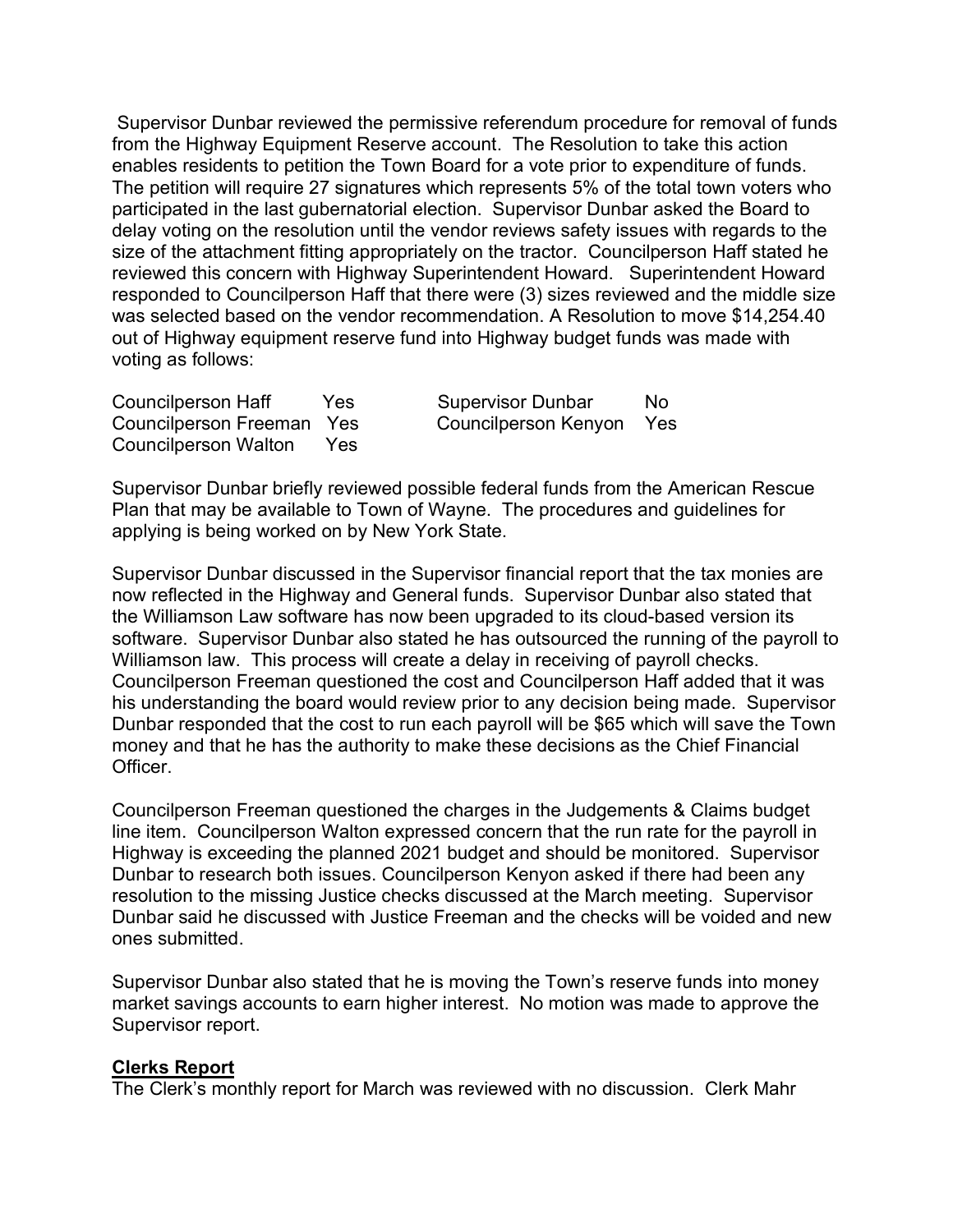Supervisor Dunbar reviewed the permissive referendum procedure for removal of funds from the Highway Equipment Reserve account. The Resolution to take this action enables residents to petition the Town Board for a vote prior to expenditure of funds. The petition will require 27 signatures which represents 5% of the total town voters who participated in the last gubernatorial election. Supervisor Dunbar asked the Board to delay voting on the resolution until the vendor reviews safety issues with regards to the size of the attachment fitting appropriately on the tractor. Councilperson Haff stated he reviewed this concern with Highway Superintendent Howard. Superintendent Howard responded to Councilperson Haff that there were (3) sizes reviewed and the middle size was selected based on the vendor recommendation. A Resolution to move $14,254.40 out of Highway equipment reserve fund into Highway budget funds was made with voting as follows:

| | | | |
|---|---|---|---|
| Councilperson Haff | Yes | Supervisor Dunbar | No |
| Councilperson Freeman | Yes | Councilperson Kenyon | Yes |
| Councilperson Walton | Yes | | |

Supervisor Dunbar briefly reviewed possible federal funds from the American Rescue Plan that may be available to Town of Wayne. The procedures and guidelines for applying is being worked on by New York State.

Supervisor Dunbar discussed in the Supervisor financial report that the tax monies are now reflected in the Highway and General funds. Supervisor Dunbar also stated that the Williamson Law software has now been upgraded to its cloud-based version its software. Supervisor Dunbar also stated he has outsourced the running of the payroll to Williamson law. This process will create a delay in receiving of payroll checks. Councilperson Freeman questioned the cost and Councilperson Haff added that it was his understanding the board would review prior to any decision being made. Supervisor Dunbar responded that the cost to run each payroll will be $65 which will save the Town money and that he has the authority to make these decisions as the Chief Financial Officer.

Councilperson Freeman questioned the charges in the Judgements & Claims budget line item. Councilperson Walton expressed concern that the run rate for the payroll in Highway is exceeding the planned 2021 budget and should be monitored. Supervisor Dunbar to research both issues. Councilperson Kenyon asked if there had been any resolution to the missing Justice checks discussed at the March meeting. Supervisor Dunbar said he discussed with Justice Freeman and the checks will be voided and new ones submitted.

Supervisor Dunbar also stated that he is moving the Town's reserve funds into money market savings accounts to earn higher interest. No motion was made to approve the Supervisor report.

**<u>Clerks Report</u>**

The Clerk's monthly report for March was reviewed with no discussion. Clerk Mahr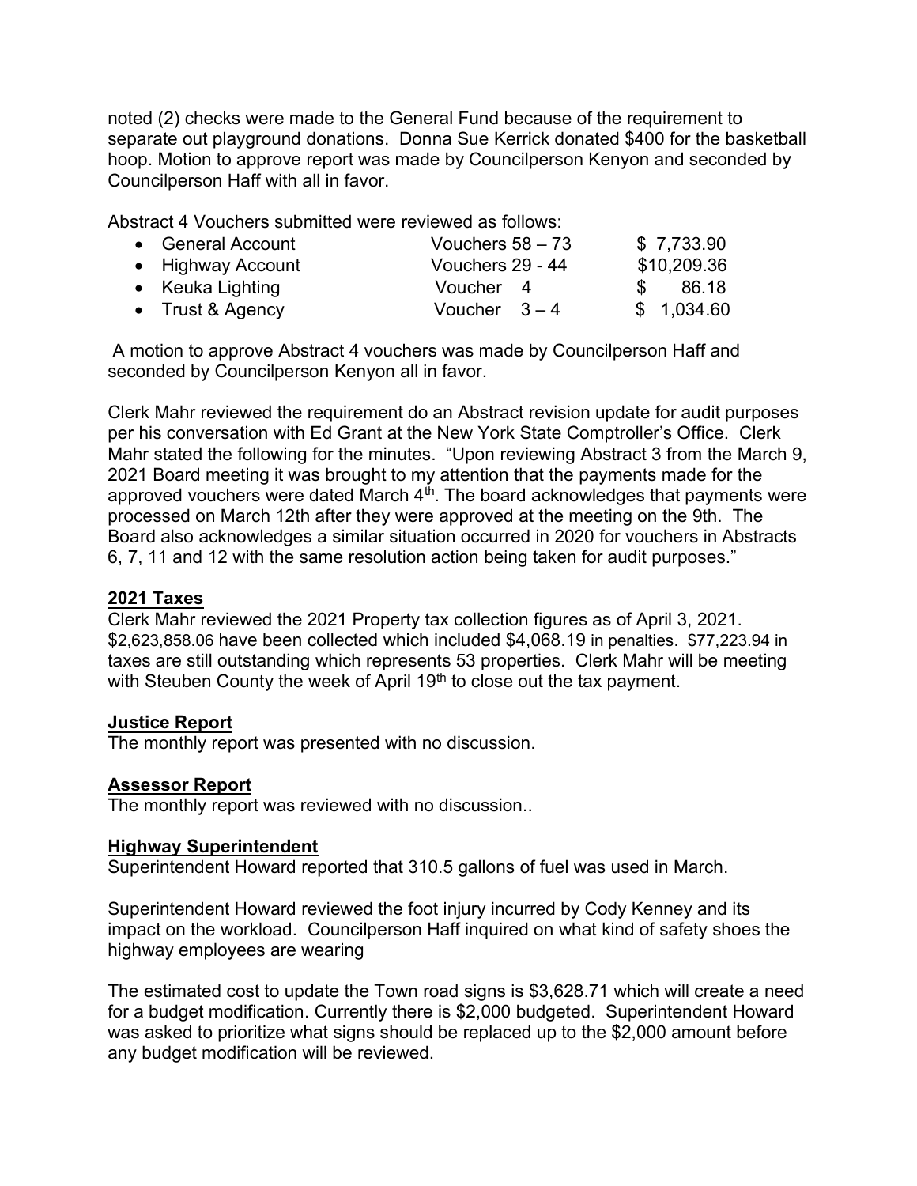noted (2) checks were made to the General Fund because of the requirement to separate out playground donations. Donna Sue Kerrick donated $400 for the basketball hoop. Motion to approve report was made by Councilperson Kenyon and seconded by Councilperson Haff with all in favor.

Abstract 4 Vouchers submitted were reviewed as follows:

- General Account — Vouchers 58 – 73 — $ 7,733.90
- Highway Account — Vouchers 29 - 44 — $10,209.36
- Keuka Lighting — Voucher 4 — $ 86.18
- Trust & Agency — Voucher 3 – 4 — $ 1,034.60

A motion to approve Abstract 4 vouchers was made by Councilperson Haff and seconded by Councilperson Kenyon all in favor.

Clerk Mahr reviewed the requirement do an Abstract revision update for audit purposes per his conversation with Ed Grant at the New York State Comptroller's Office. Clerk Mahr stated the following for the minutes. "Upon reviewing Abstract 3 from the March 9, 2021 Board meeting it was brought to my attention that the payments made for the approved vouchers were dated March 4th. The board acknowledges that payments were processed on March 12th after they were approved at the meeting on the 9th. The Board also acknowledges a similar situation occurred in 2020 for vouchers in Abstracts 6, 7, 11 and 12 with the same resolution action being taken for audit purposes."

**2021 Taxes**

Clerk Mahr reviewed the 2021 Property tax collection figures as of April 3, 2021. $2,623,858.06 have been collected which included $4,068.19 in penalties. $77,223.94 in taxes are still outstanding which represents 53 properties. Clerk Mahr will be meeting with Steuben County the week of April 19th to close out the tax payment.

**Justice Report**

The monthly report was presented with no discussion.

**Assessor Report**

The monthly report was reviewed with no discussion..

**Highway Superintendent**

Superintendent Howard reported that 310.5 gallons of fuel was used in March.

Superintendent Howard reviewed the foot injury incurred by Cody Kenney and its impact on the workload. Councilperson Haff inquired on what kind of safety shoes the highway employees are wearing

The estimated cost to update the Town road signs is $3,628.71 which will create a need for a budget modification. Currently there is $2,000 budgeted. Superintendent Howard was asked to prioritize what signs should be replaced up to the $2,000 amount before any budget modification will be reviewed.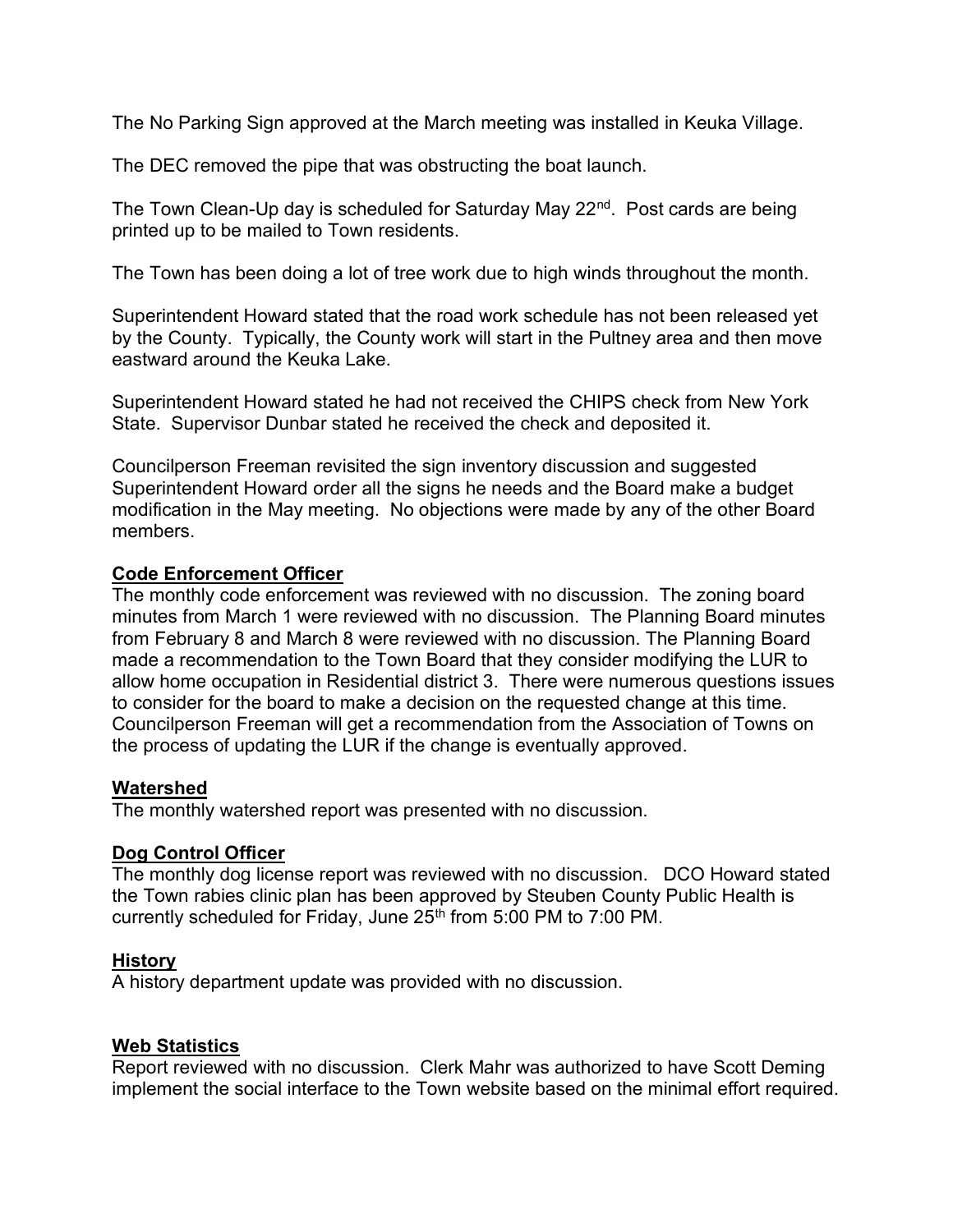The No Parking Sign approved at the March meeting was installed in Keuka Village.

The DEC removed the pipe that was obstructing the boat launch.

The Town Clean-Up day is scheduled for Saturday May 22nd. Post cards are being printed up to be mailed to Town residents.

The Town has been doing a lot of tree work due to high winds throughout the month.

Superintendent Howard stated that the road work schedule has not been released yet by the County. Typically, the County work will start in the Pultney area and then move eastward around the Keuka Lake.

Superintendent Howard stated he had not received the CHIPS check from New York State. Supervisor Dunbar stated he received the check and deposited it.

Councilperson Freeman revisited the sign inventory discussion and suggested Superintendent Howard order all the signs he needs and the Board make a budget modification in the May meeting. No objections were made by any of the other Board members.

**Code Enforcement Officer**

The monthly code enforcement was reviewed with no discussion. The zoning board minutes from March 1 were reviewed with no discussion. The Planning Board minutes from February 8 and March 8 were reviewed with no discussion. The Planning Board made a recommendation to the Town Board that they consider modifying the LUR to allow home occupation in Residential district 3. There were numerous questions issues to consider for the board to make a decision on the requested change at this time. Councilperson Freeman will get a recommendation from the Association of Towns on the process of updating the LUR if the change is eventually approved.

**Watershed**

The monthly watershed report was presented with no discussion.

**Dog Control Officer**

The monthly dog license report was reviewed with no discussion. DCO Howard stated the Town rabies clinic plan has been approved by Steuben County Public Health is currently scheduled for Friday, June 25th from 5:00 PM to 7:00 PM.

**History**

A history department update was provided with no discussion.

**Web Statistics**

Report reviewed with no discussion. Clerk Mahr was authorized to have Scott Deming implement the social interface to the Town website based on the minimal effort required.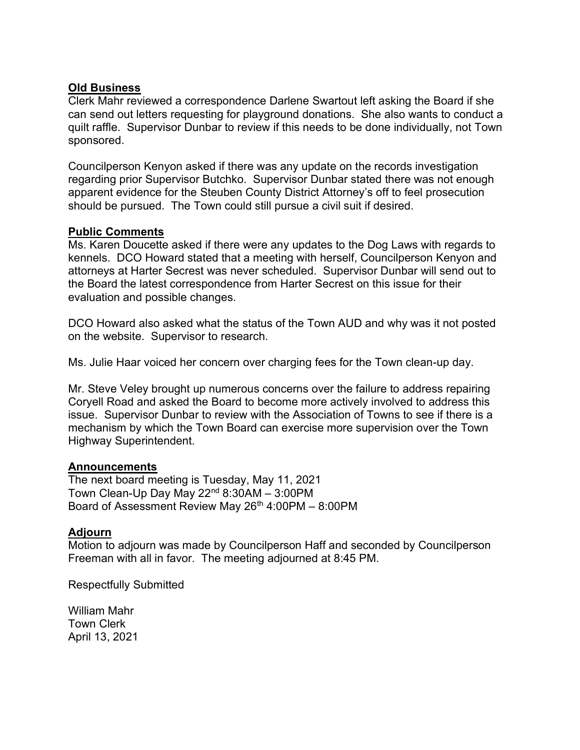## Old Business

Clerk Mahr reviewed a correspondence Darlene Swartout left asking the Board if she can send out letters requesting for playground donations. She also wants to conduct a quilt raffle. Supervisor Dunbar to review if this needs to be done individually, not Town sponsored.

Councilperson Kenyon asked if there was any update on the records investigation regarding prior Supervisor Butchko. Supervisor Dunbar stated there was not enough apparent evidence for the Steuben County District Attorney's off to feel prosecution should be pursued. The Town could still pursue a civil suit if desired.

## Public Comments

Ms. Karen Doucette asked if there were any updates to the Dog Laws with regards to kennels. DCO Howard stated that a meeting with herself, Councilperson Kenyon and attorneys at Harter Secrest was never scheduled. Supervisor Dunbar will send out to the Board the latest correspondence from Harter Secrest on this issue for their evaluation and possible changes.

DCO Howard also asked what the status of the Town AUD and why was it not posted on the website. Supervisor to research.

Ms. Julie Haar voiced her concern over charging fees for the Town clean-up day.

Mr. Steve Veley brought up numerous concerns over the failure to address repairing Coryell Road and asked the Board to become more actively involved to address this issue. Supervisor Dunbar to review with the Association of Towns to see if there is a mechanism by which the Town Board can exercise more supervision over the Town Highway Superintendent.

## Announcements

The next board meeting is Tuesday, May 11, 2021
Town Clean-Up Day May 22nd 8:30AM – 3:00PM
Board of Assessment Review May 26th 4:00PM – 8:00PM

## Adjourn

Motion to adjourn was made by Councilperson Haff and seconded by Councilperson Freeman with all in favor. The meeting adjourned at 8:45 PM.

Respectfully Submitted

William Mahr
Town Clerk
April 13, 2021